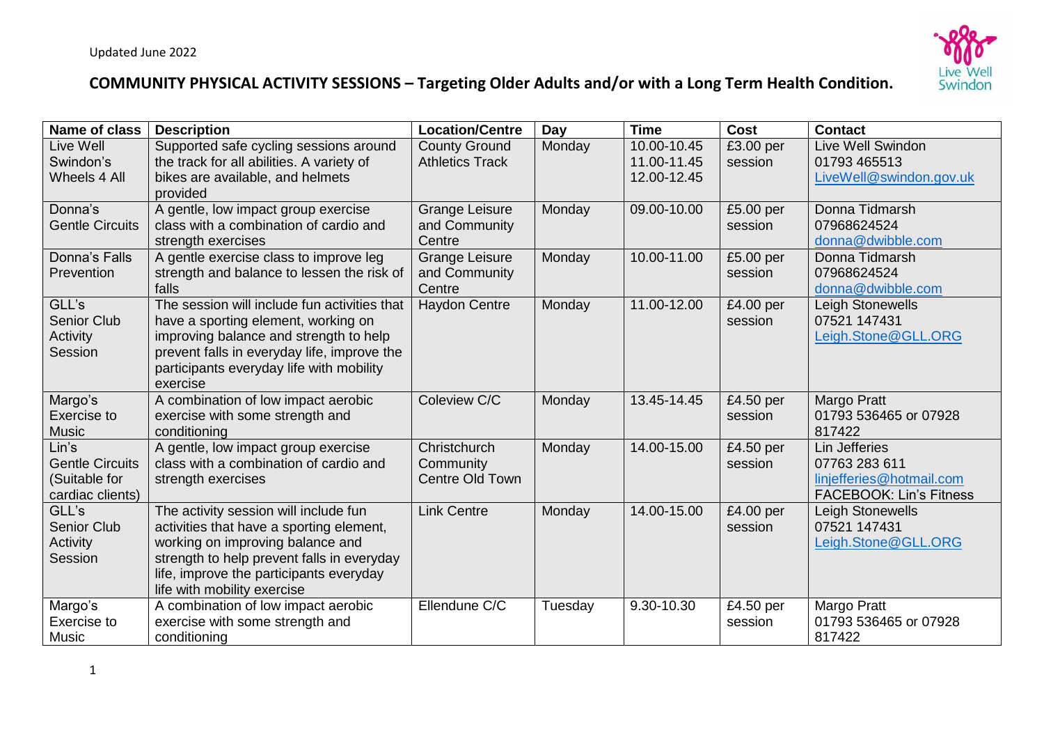Updated June 2022

# COMMUNITY PHYSICAL ACTIVITY SESSIONS – Targeting Older Adults and/or with a Long Term Health Condition.

| Name of class | Description | Location/Centre | Day | Time | Cost | Contact |
|---|---|---|---|---|---|---|
| Live Well Swindon's Wheels 4 All | Supported safe cycling sessions around the track for all abilities. A variety of bikes are available, and helmets provided | County Ground Athletics Track | Monday | 10.00-10.45<br>11.00-11.45<br>12.00-12.45 | £3.00 per session | Live Well Swindon<br>01793 465513<br>LiveWell@swindon.gov.uk |
| Donna's Gentle Circuits | A gentle, low impact group exercise class with a combination of cardio and strength exercises | Grange Leisure and Community Centre | Monday | 09.00-10.00 | £5.00 per session | Donna Tidmarsh<br>07968624524<br>donna@dwibble.com |
| Donna's Falls Prevention | A gentle exercise class to improve leg strength and balance to lessen the risk of falls | Grange Leisure and Community Centre | Monday | 10.00-11.00 | £5.00 per session | Donna Tidmarsh<br>07968624524<br>donna@dwibble.com |
| GLL's Senior Club Activity Session | The session will include fun activities that have a sporting element, working on improving balance and strength to help prevent falls in everyday life, improve the participants everyday life with mobility exercise | Haydon Centre | Monday | 11.00-12.00 | £4.00 per session | Leigh Stonewells<br>07521 147431<br>Leigh.Stone@GLL.ORG |
| Margo's Exercise to Music | A combination of low impact aerobic exercise with some strength and conditioning | Coleview C/C | Monday | 13.45-14.45 | £4.50 per session | Margo Pratt<br>01793 536465 or 07928 817422 |
| Lin's Gentle Circuits (Suitable for cardiac clients) | A gentle, low impact group exercise class with a combination of cardio and strength exercises | Christchurch Community Centre Old Town | Monday | 14.00-15.00 | £4.50 per session | Lin Jefferies<br>07763 283 611<br>linjefferies@hotmail.com<br>FACEBOOK: Lin's Fitness |
| GLL's Senior Club Activity Session | The activity session will include fun activities that have a sporting element, working on improving balance and strength to help prevent falls in everyday life, improve the participants everyday life with mobility exercise | Link Centre | Monday | 14.00-15.00 | £4.00 per session | Leigh Stonewells<br>07521 147431<br>Leigh.Stone@GLL.ORG |
| Margo's Exercise to Music | A combination of low impact aerobic exercise with some strength and conditioning | Ellendune C/C | Tuesday | 9.30-10.30 | £4.50 per session | Margo Pratt<br>01793 536465 or 07928 817422 |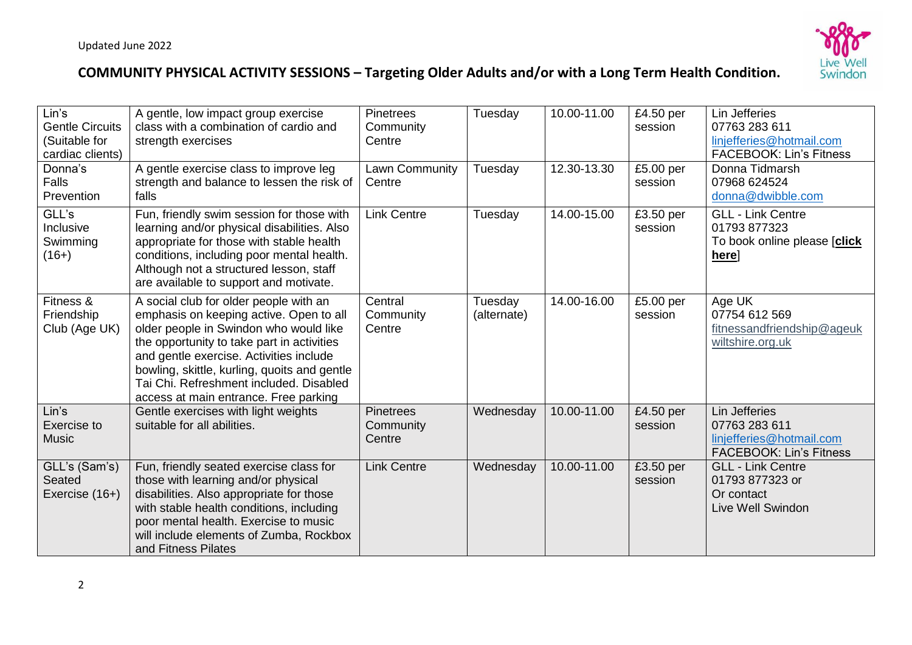Updated June 2022

## COMMUNITY PHYSICAL ACTIVITY SESSIONS – Targeting Older Adults and/or with a Long Term Health Condition.

| | | | | | | |
|---|---|---|---|---|---|---|
| Lin's Gentle Circuits (Suitable for cardiac clients) | A gentle, low impact group exercise class with a combination of cardio and strength exercises | Pinetrees Community Centre | Tuesday | 10.00-11.00 | £4.50 per session | Lin Jefferies<br>07763 283 611<br>linjefferies@hotmail.com<br>FACEBOOK: Lin's Fitness |
| Donna's Falls Prevention | A gentle exercise class to improve leg strength and balance to lessen the risk of falls | Lawn Community Centre | Tuesday | 12.30-13.30 | £5.00 per session | Donna Tidmarsh<br>07968 624524<br>donna@dwibble.com |
| GLL's Inclusive Swimming (16+) | Fun, friendly swim session for those with learning and/or physical disabilities. Also appropriate for those with stable health conditions, including poor mental health. Although not a structured lesson, staff are available to support and motivate. | Link Centre | Tuesday | 14.00-15.00 | £3.50 per session | GLL - Link Centre<br>01793 877323<br>To book online please [**click here**] |
| Fitness & Friendship Club (Age UK) | A social club for older people with an emphasis on keeping active. Open to all older people in Swindon who would like the opportunity to take part in activities and gentle exercise. Activities include bowling, skittle, kurling, quoits and gentle Tai Chi. Refreshment included. Disabled access at main entrance. Free parking | Central Community Centre | Tuesday (alternate) | 14.00-16.00 | £5.00 per session | Age UK<br>07754 612 569<br>fitnessandfriendship@ageukwiltshire.org.uk |
| Lin's Exercise to Music | Gentle exercises with light weights suitable for all abilities. | Pinetrees Community Centre | Wednesday | 10.00-11.00 | £4.50 per session | Lin Jefferies<br>07763 283 611<br>linjefferies@hotmail.com<br>FACEBOOK: Lin's Fitness |
| GLL's (Sam's) Seated Exercise (16+) | Fun, friendly seated exercise class for those with learning and/or physical disabilities. Also appropriate for those with stable health conditions, including poor mental health. Exercise to music will include elements of Zumba, Rockbox and Fitness Pilates | Link Centre | Wednesday | 10.00-11.00 | £3.50 per session | GLL - Link Centre<br>01793 877323 or<br>Or contact<br>Live Well Swindon |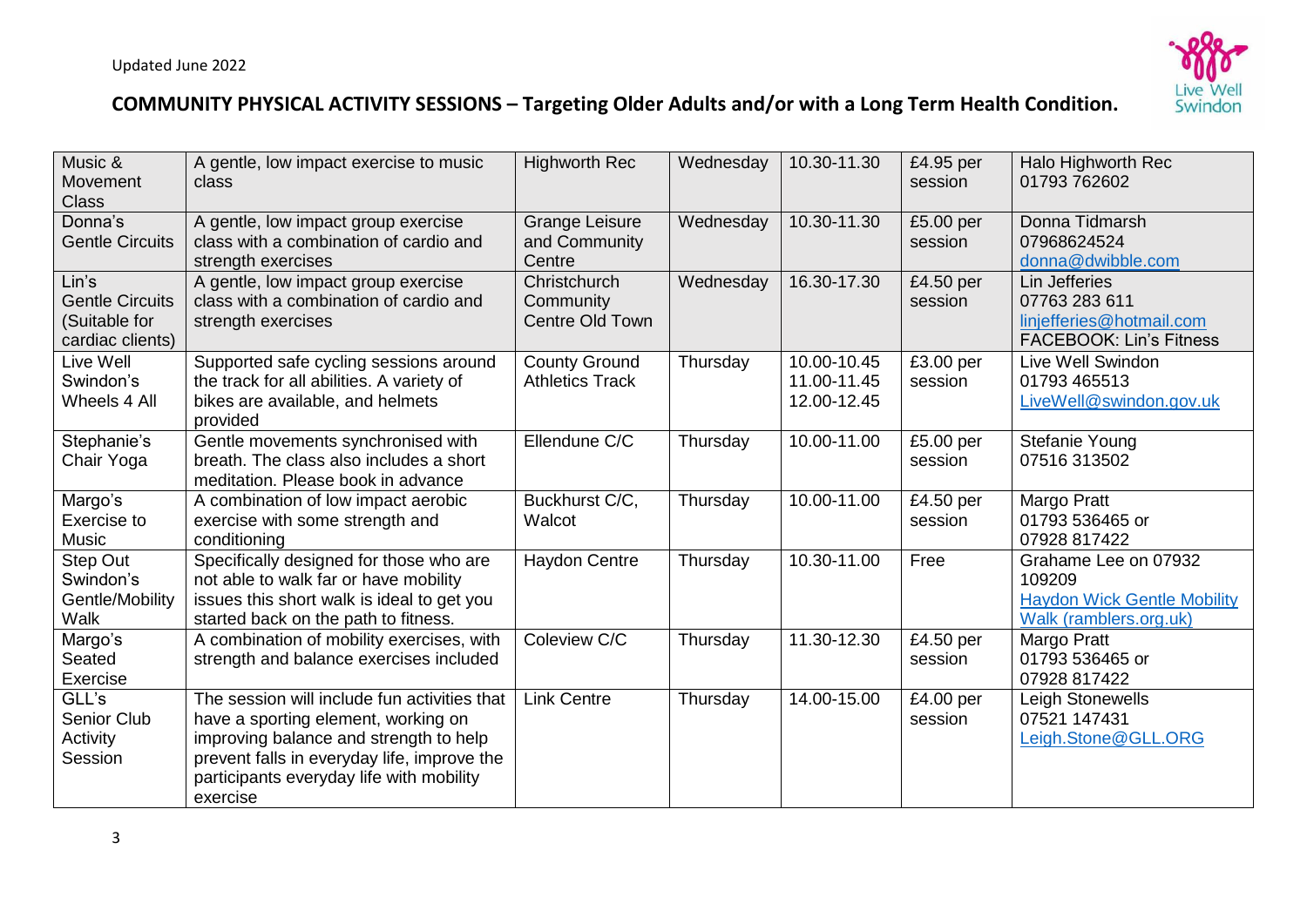Updated June 2022

## COMMUNITY PHYSICAL ACTIVITY SESSIONS – Targeting Older Adults and/or with a Long Term Health Condition.

| | | | | | | |
|---|---|---|---|---|---|---|
| Music & Movement Class | A gentle, low impact exercise to music class | Highworth Rec | Wednesday | 10.30-11.30 | £4.95 per session | Halo Highworth Rec<br>01793 762602 |
| Donna's Gentle Circuits | A gentle, low impact group exercise class with a combination of cardio and strength exercises | Grange Leisure and Community Centre | Wednesday | 10.30-11.30 | £5.00 per session | Donna Tidmarsh<br>07968624524<br>donna@dwibble.com |
| Lin's Gentle Circuits (Suitable for cardiac clients) | A gentle, low impact group exercise class with a combination of cardio and strength exercises | Christchurch Community Centre Old Town | Wednesday | 16.30-17.30 | £4.50 per session | Lin Jefferies<br>07763 283 611<br>linjefferies@hotmail.com<br>FACEBOOK: Lin's Fitness |
| Live Well Swindon's Wheels 4 All | Supported safe cycling sessions around the track for all abilities. A variety of bikes are available, and helmets provided | County Ground Athletics Track | Thursday | 10.00-10.45<br>11.00-11.45<br>12.00-12.45 | £3.00 per session | Live Well Swindon<br>01793 465513<br>LiveWell@swindon.gov.uk |
| Stephanie's Chair Yoga | Gentle movements synchronised with breath. The class also includes a short meditation. Please book in advance | Ellendune C/C | Thursday | 10.00-11.00 | £5.00 per session | Stefanie Young<br>07516 313502 |
| Margo's Exercise to Music | A combination of low impact aerobic exercise with some strength and conditioning | Buckhurst C/C, Walcot | Thursday | 10.00-11.00 | £4.50 per session | Margo Pratt<br>01793 536465 or<br>07928 817422 |
| Step Out Swindon's Gentle/Mobility Walk | Specifically designed for those who are not able to walk far or have mobility issues this short walk is ideal to get you started back on the path to fitness. | Haydon Centre | Thursday | 10.30-11.00 | Free | Grahame Lee on 07932 109209<br>Haydon Wick Gentle Mobility Walk (ramblers.org.uk) |
| Margo's Seated Exercise | A combination of mobility exercises, with strength and balance exercises included | Coleview C/C | Thursday | 11.30-12.30 | £4.50 per session | Margo Pratt<br>01793 536465 or<br>07928 817422 |
| GLL's Senior Club Activity Session | The session will include fun activities that have a sporting element, working on improving balance and strength to help prevent falls in everyday life, improve the participants everyday life with mobility exercise | Link Centre | Thursday | 14.00-15.00 | £4.00 per session | Leigh Stonewells<br>07521 147431<br>Leigh.Stone@GLL.ORG |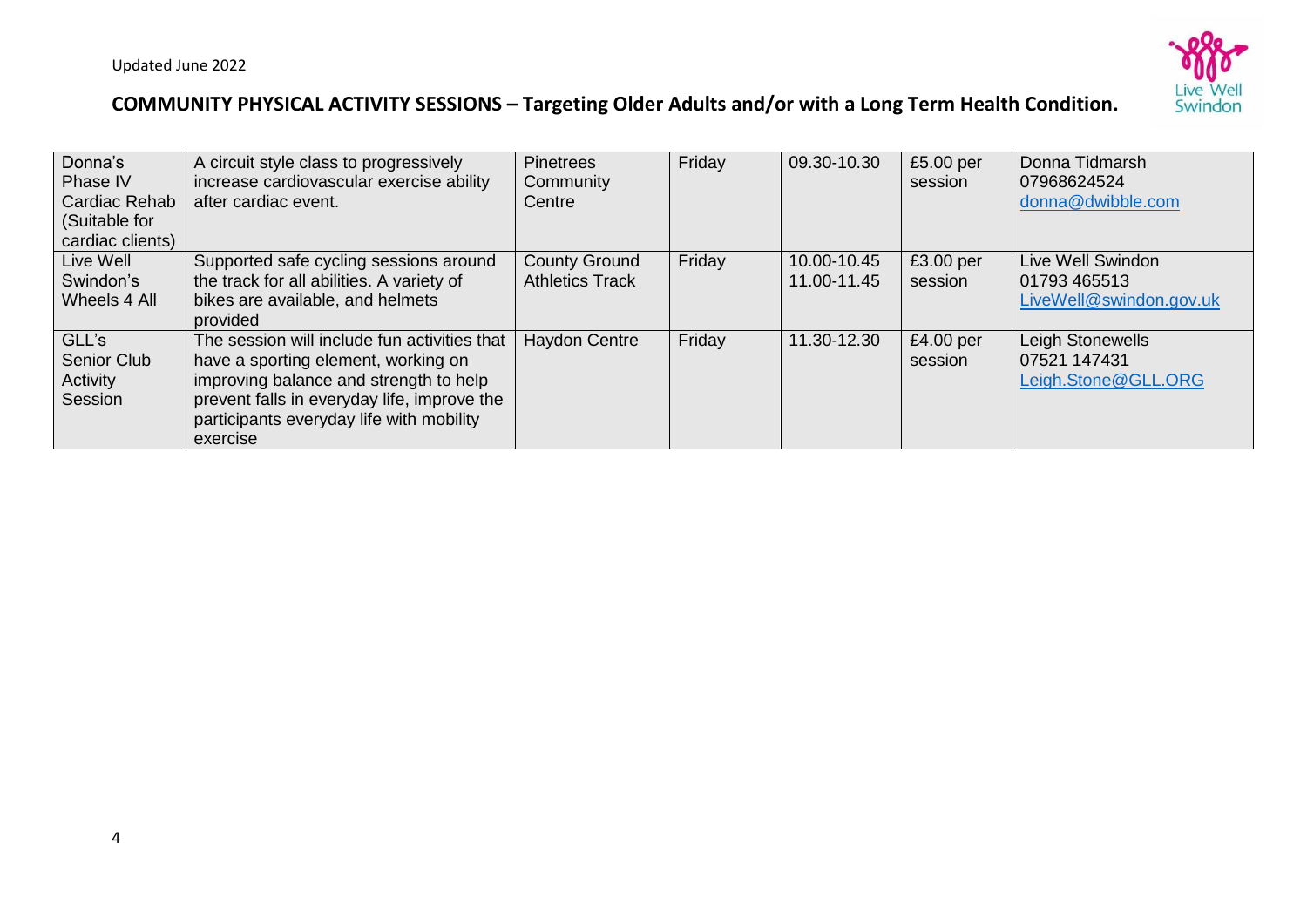Updated June 2022

## COMMUNITY PHYSICAL ACTIVITY SESSIONS – Targeting Older Adults and/or with a Long Term Health Condition.

| | | | | | | |
|---|---|---|---|---|---|---|
| Donna's Phase IV Cardiac Rehab (Suitable for cardiac clients) | A circuit style class to progressively increase cardiovascular exercise ability after cardiac event. | Pinetrees Community Centre | Friday | 09.30-10.30 | £5.00 per session | Donna Tidmarsh 07968624524 donna@dwibble.com |
| Live Well Swindon's Wheels 4 All | Supported safe cycling sessions around the track for all abilities. A variety of bikes are available, and helmets provided | County Ground Athletics Track | Friday | 10.00-10.45 11.00-11.45 | £3.00 per session | Live Well Swindon 01793 465513 LiveWell@swindon.gov.uk |
| GLL's Senior Club Activity Session | The session will include fun activities that have a sporting element, working on improving balance and strength to help prevent falls in everyday life, improve the participants everyday life with mobility exercise | Haydon Centre | Friday | 11.30-12.30 | £4.00 per session | Leigh Stonewells 07521 147431 Leigh.Stone@GLL.ORG |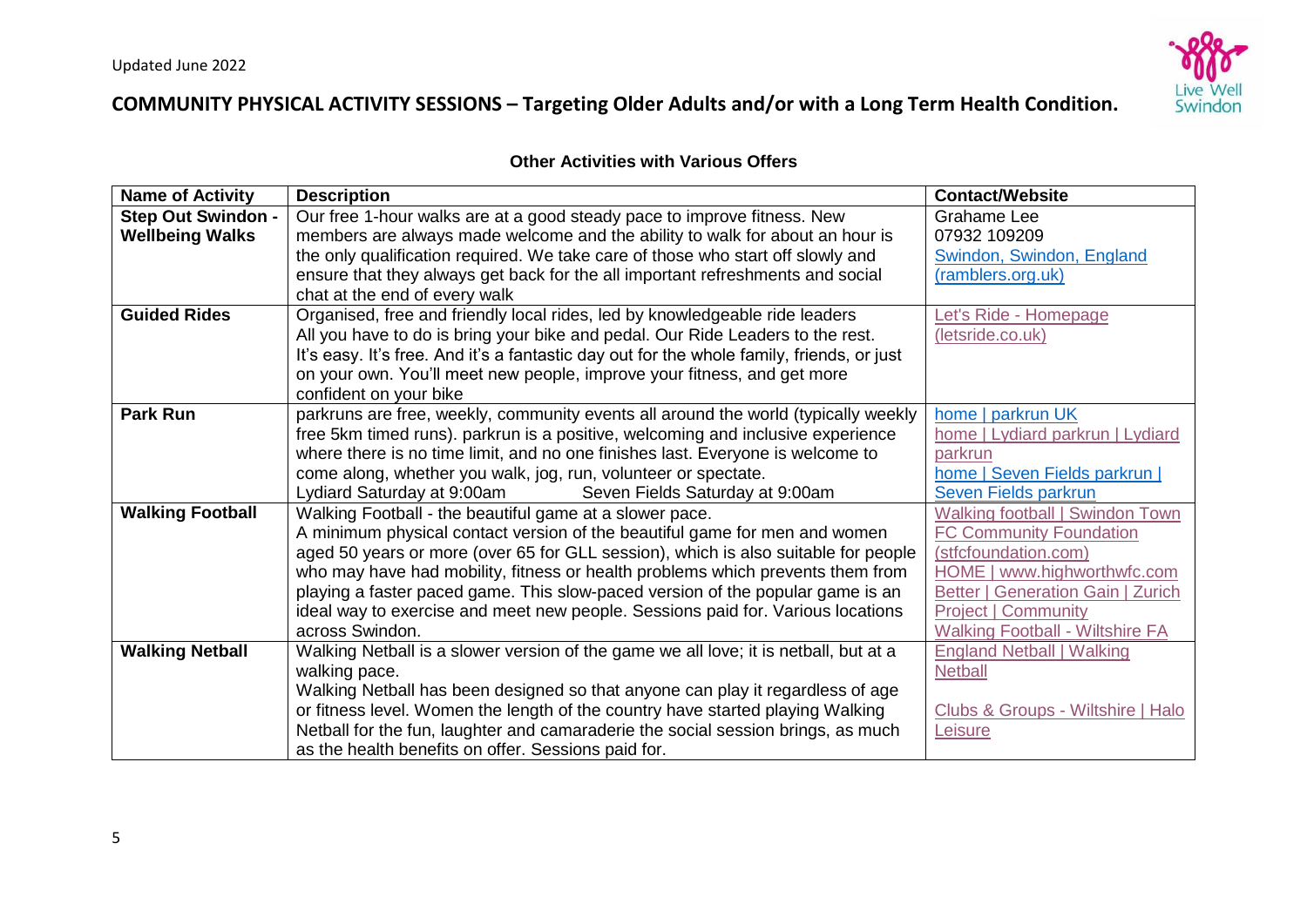Updated June 2022

# COMMUNITY PHYSICAL ACTIVITY SESSIONS – Targeting Older Adults and/or with a Long Term Health Condition.

**Other Activities with Various Offers**

| Name of Activity | Description | Contact/Website |
|---|---|---|
| **Step Out Swindon - Wellbeing Walks** | Our free 1-hour walks are at a good steady pace to improve fitness. New members are always made welcome and the ability to walk for about an hour is the only qualification required. We take care of those who start off slowly and ensure that they always get back for the all important refreshments and social chat at the end of every walk | Grahame Lee<br>07932 109209<br>Swindon, Swindon, England (ramblers.org.uk) |
| **Guided Rides** | Organised, free and friendly local rides, led by knowledgeable ride leaders<br>All you have to do is bring your bike and pedal. Our Ride Leaders to the rest.<br>It's easy. It's free. And it's a fantastic day out for the whole family, friends, or just on your own. You'll meet new people, improve your fitness, and get more confident on your bike | Let's Ride - Homepage (letsride.co.uk) |
| **Park Run** | parkruns are free, weekly, community events all around the world (typically weekly free 5km timed runs). parkrun is a positive, welcoming and inclusive experience where there is no time limit, and no one finishes last. Everyone is welcome to come along, whether you walk, jog, run, volunteer or spectate.<br>Lydiard Saturday at 9:00am Seven Fields Saturday at 9:00am | home \| parkrun UK<br>home \| Lydiard parkrun \| Lydiard parkrun<br>home \| Seven Fields parkrun \| Seven Fields parkrun |
| **Walking Football** | Walking Football - the beautiful game at a slower pace.<br>A minimum physical contact version of the beautiful game for men and women aged 50 years or more (over 65 for GLL session), which is also suitable for people who may have had mobility, fitness or health problems which prevents them from playing a faster paced game. This slow-paced version of the popular game is an ideal way to exercise and meet new people. Sessions paid for. Various locations across Swindon. | Walking football \| Swindon Town FC Community Foundation (stfcfoundation.com)<br>HOME \| www.highworthwfc.com<br>Better \| Generation Gain \| Zurich Project \| Community<br>Walking Football - Wiltshire FA |
| **Walking Netball** | Walking Netball is a slower version of the game we all love; it is netball, but at a walking pace.<br>Walking Netball has been designed so that anyone can play it regardless of age or fitness level. Women the length of the country have started playing Walking Netball for the fun, laughter and camaraderie the social session brings, as much as the health benefits on offer. Sessions paid for. | England Netball \| Walking Netball<br><br>Clubs & Groups - Wiltshire \| Halo Leisure |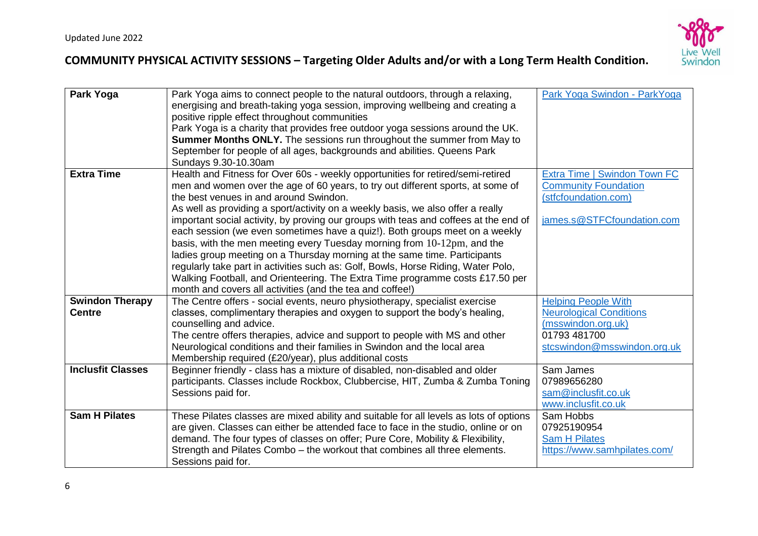## COMMUNITY PHYSICAL ACTIVITY SESSIONS – Targeting Older Adults and/or with a Long Term Health Condition.

| | | |
|---|---|---|
| **Park Yoga** | Park Yoga aims to connect people to the natural outdoors, through a relaxing, energising and breath-taking yoga session, improving wellbeing and creating a positive ripple effect throughout communities<br>Park Yoga is a charity that provides free outdoor yoga sessions around the UK. **Summer Months ONLY.** The sessions run throughout the summer from May to September for people of all ages, backgrounds and abilities. Queens Park Sundays 9.30-10.30am | Park Yoga Swindon - ParkYoga |
| **Extra Time** | Health and Fitness for Over 60s - weekly opportunities for retired/semi-retired men and women over the age of 60 years, to try out different sports, at some of the best venues in and around Swindon.<br>As well as providing a sport/activity on a weekly basis, we also offer a really important social activity, by proving our groups with teas and coffees at the end of each session (we even sometimes have a quiz!). Both groups meet on a weekly basis, with the men meeting every Tuesday morning from 10-12pm, and the ladies group meeting on a Thursday morning at the same time. Participants regularly take part in activities such as: Golf, Bowls, Horse Riding, Water Polo, Walking Football, and Orienteering. The Extra Time programme costs £17.50 per month and covers all activities (and the tea and coffee!) | Extra Time \| Swindon Town FC Community Foundation (stfcfoundation.com)<br><br>james.s@STFCfoundation.com |
| **Swindon Therapy Centre** | The Centre offers - social events, neuro physiotherapy, specialist exercise classes, complimentary therapies and oxygen to support the body's healing, counselling and advice.<br>The centre offers therapies, advice and support to people with MS and other Neurological conditions and their families in Swindon and the local area<br>Membership required (£20/year), plus additional costs | Helping People With Neurological Conditions (msswindon.org.uk)<br>01793 481700<br>stcswindon@msswindon.org.uk |
| **Inclusfit Classes** | Beginner friendly - class has a mixture of disabled, non-disabled and older participants. Classes include Rockbox, Clubbercise, HIT, Zumba & Zumba Toning<br>Sessions paid for. | Sam James<br>07989656280<br>sam@inclusfit.co.uk<br>www.inclusfit.co.uk |
| **Sam H Pilates** | These Pilates classes are mixed ability and suitable for all levels as lots of options are given. Classes can either be attended face to face in the studio, online or on demand. The four types of classes on offer; Pure Core, Mobility & Flexibility, Strength and Pilates Combo – the workout that combines all three elements.<br>Sessions paid for. | Sam Hobbs<br>07925190954<br>Sam H Pilates<br>https://www.samhpilates.com/ |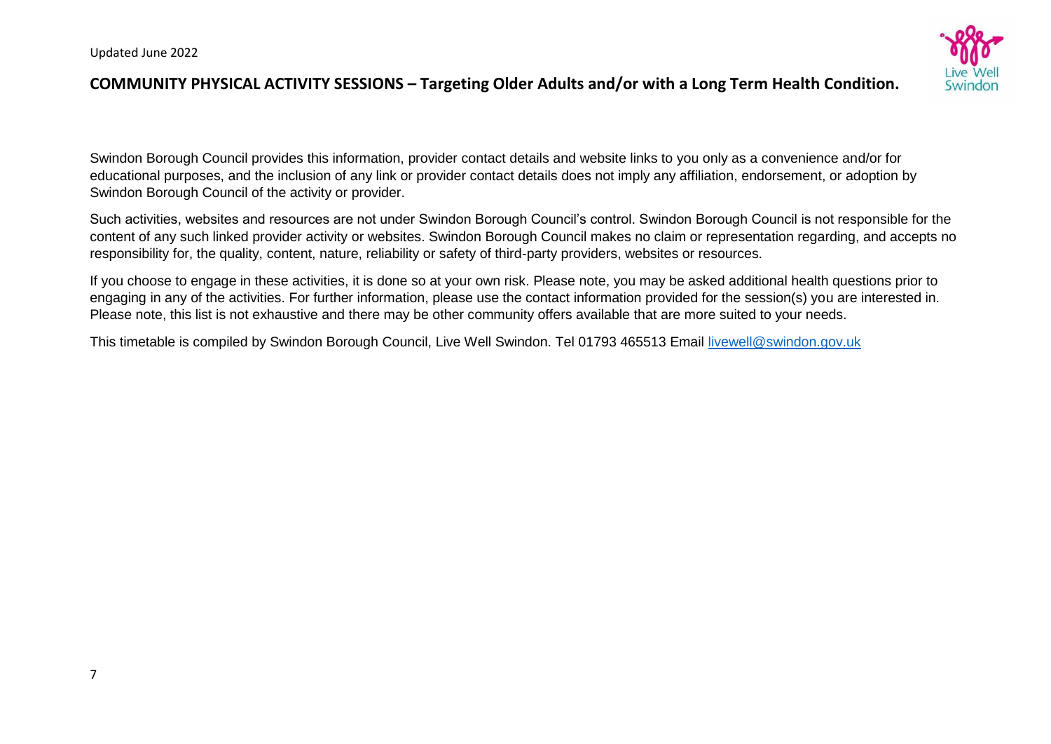## COMMUNITY PHYSICAL ACTIVITY SESSIONS – Targeting Older Adults and/or with a Long Term Health Condition.

Swindon Borough Council provides this information, provider contact details and website links to you only as a convenience and/or for educational purposes, and the inclusion of any link or provider contact details does not imply any affiliation, endorsement, or adoption by Swindon Borough Council of the activity or provider.

Such activities, websites and resources are not under Swindon Borough Council's control. Swindon Borough Council is not responsible for the content of any such linked provider activity or websites. Swindon Borough Council makes no claim or representation regarding, and accepts no responsibility for, the quality, content, nature, reliability or safety of third-party providers, websites or resources.

If you choose to engage in these activities, it is done so at your own risk. Please note, you may be asked additional health questions prior to engaging in any of the activities. For further information, please use the contact information provided for the session(s) you are interested in. Please note, this list is not exhaustive and there may be other community offers available that are more suited to your needs.

This timetable is compiled by Swindon Borough Council, Live Well Swindon. Tel 01793 465513 Email livewell@swindon.gov.uk